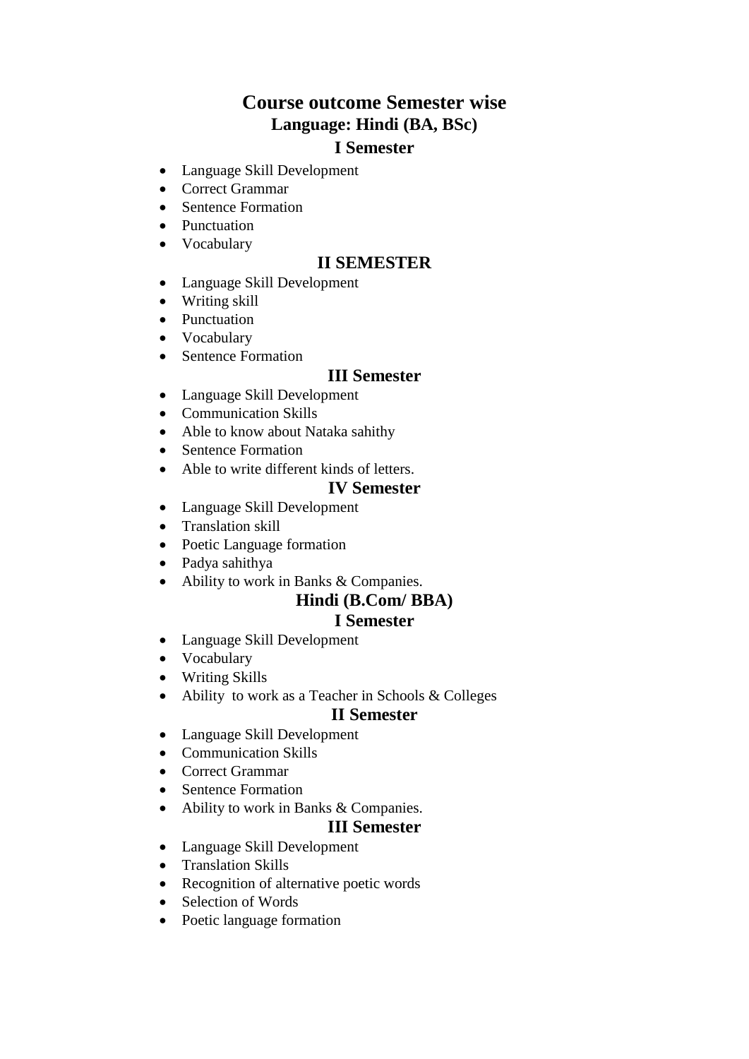# Course outcome Semester wise

## Language: Hindi (BA, BSc)

### I Semester

- Language Skill Development
- Correct Grammar
- Sentence Formation
- Punctuation
- Vocabulary

### II SEMESTER

- Language Skill Development
- Writing skill
- Punctuation
- Vocabulary
- Sentence Formation

### III Semester

- Language Skill Development
- Communication Skills
- Able to know about Nataka sahithy
- Sentence Formation
- Able to write different kinds of letters.

### IV Semester

- Language Skill Development
- Translation skill
- Poetic Language formation
- Padya sahithya
- Ability to work in Banks & Companies.

## Hindi (B.Com/ BBA)

### I Semester

- Language Skill Development
- Vocabulary
- Writing Skills
- Ability to work as a Teacher in Schools & Colleges

### II Semester

- Language Skill Development
- Communication Skills
- Correct Grammar
- Sentence Formation
- Ability to work in Banks & Companies.

### III Semester

- Language Skill Development
- Translation Skills
- Recognition of alternative poetic words
- Selection of Words
- Poetic language formation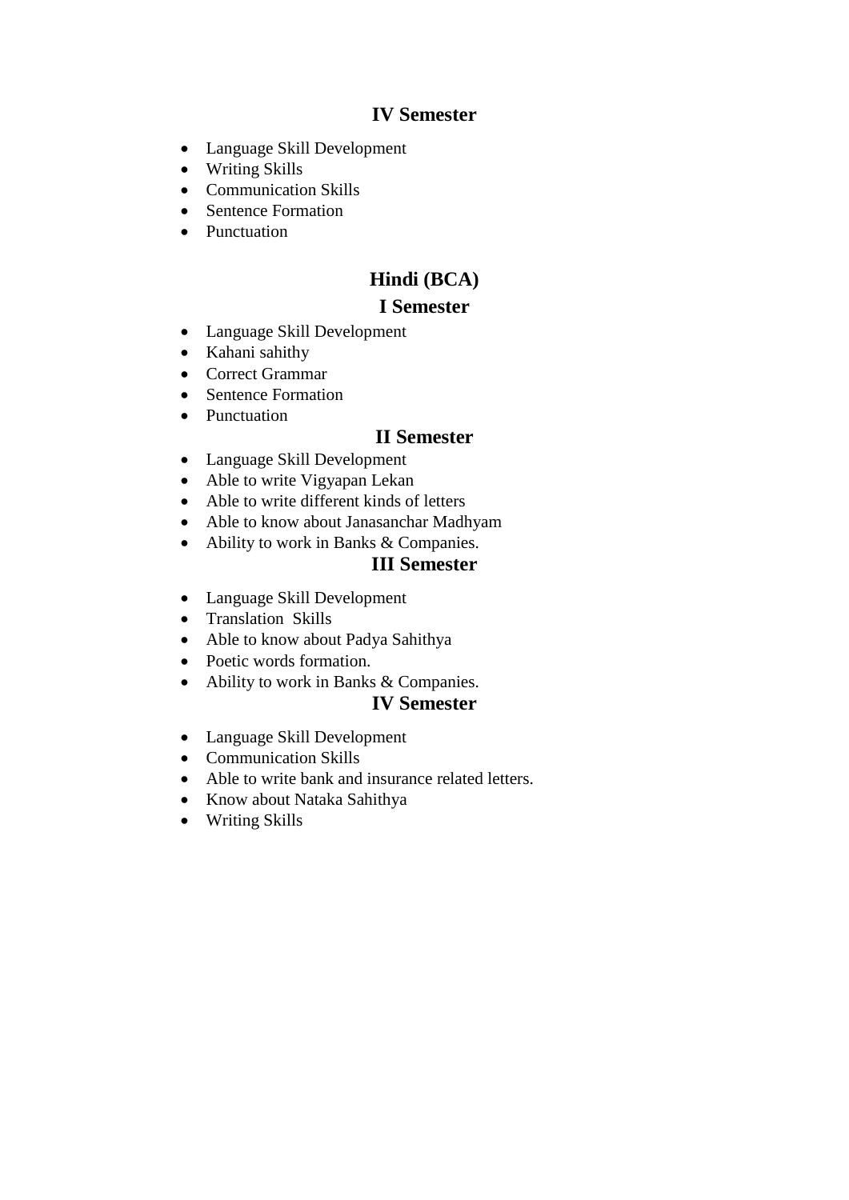### IV Semester

- Language Skill Development
- Writing Skills
- Communication Skills
- Sentence Formation
- Punctuation

## Hindi (BCA)

### I Semester

- Language Skill Development
- Kahani sahithy
- Correct Grammar
- Sentence Formation
- Punctuation

### II Semester

- Language Skill Development
- Able to write Vigyapan Lekan
- Able to write different kinds of letters
- Able to know about Janasanchar Madhyam
- Ability to work in Banks & Companies.

### III Semester

- Language Skill Development
- Translation Skills
- Able to know about Padya Sahithya
- Poetic words formation.
- Ability to work in Banks & Companies.

### IV Semester

- Language Skill Development
- Communication Skills
- Able to write bank and insurance related letters.
- Know about Nataka Sahithya
- Writing Skills